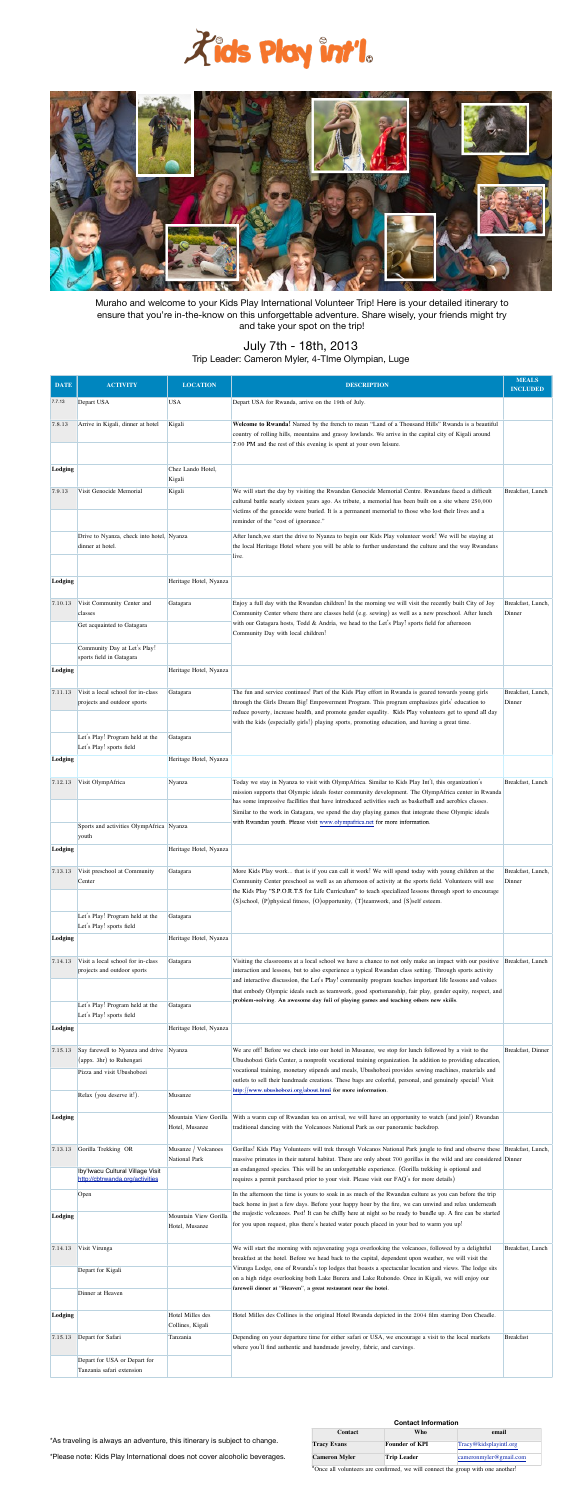# Kids Play int'l.

Murabo and welcome to your Kids Play International Volunteer Trip! Here is your detailed itinerary to ensure that you're in-the-know on this unforgettable adventure. Share wisely, your friends might try and take your spot on the trip!

## July 7th - 18th, 2013

Trip Leader: Cameron Myler, 4-TIme Olympian, Luge

| DATE | ACTIVITY | LOCATION | DESCRIPTION | MEALS INCLUDED |
|---|---|---|---|---|
| 7.7.13 | Depart USA | USA | Depart USA for Rwanda, arrive on the 18th of July. | |
| 7.8.13 | Arrive in Kigali, dinner at hotel | Kigali | **Welcome to Rwanda!** Named by the french to mean "Land of a Thousand Hills" Rwanda is a beautiful country of rolling hills, mountains and grassy lowlands. We arrive in the capital city of Kigali around 7:00 PM and the rest of this evening is spent at your own leisure. | |
| **Lodging** | | Chez Lando Hotel, Kigali | | |
| 7.9.13 | Visit Genocide Memorial | Kigali | We will start the day by visiting the Rwandan Genocide Memorial Centre. Rwandans faced a difficult cultural battle nearly sixteen years ago. As tribute, a memorial has been built on a site where 250,000 victims of the genocide were buried. It is a permanent memorial to those who lost their lives and a reminder of the "cost of ignorance." | Breakfast, Lunch |
| | Drive to Nyanza, check into hotel, dinner at hotel. | Nyanza | After lunch,we start the drive to Nyanza to begin our Kids Play volunteer work! We will be staying at the local Heritage Hotel where you will be able to further understand the culture and the way Rwandans live. | |
| **Lodging** | | Heritage Hotel, Nyanza | | |
| 7.10.13 | Visit Community Center and classes | Gatagara | Enjoy a full day with the Rwandan children! In the morning we will visit the recently built City of Joy Community Center where there are classes held (e.g. sewing) as well as a new preschool. After lunch with our Gatagara hosts, Todd & Andrea, we head to the Let's Play! sports field for afternoon Community Day with local children! | Breakfast, Lunch, Dinner |
| | Get acquainted to Gatagara | | | |
| | Community Day at Let's Play! sports field in Gatagara | | | |
| **Lodging** | | Heritage Hotel, Nyanza | | |
| 7.11.13 | Visit a local school for in-class projects and outdoor sports | Gatagara | The fun and service continues! Part of the Kids Play effort in Rwanda is geared towards young girls through the Girls Dream Big! Empowerment Program. This program emphasizes girls' education to reduce poverty, increase health, and promote gender equality. Kids Play volunteers get to spend all day with the kids (especially girls!) playing sports, promoting education, and having a great time. | Breakfast, Lunch, Dinner |
| | Let's Play! Program held at the Let's Play! sports field | Gatagara | | |
| **Lodging** | | Heritage Hotel, Nyanza | | |
| 7.12.13 | Visit OlympAfrica | Nyanza | Today we stay in Nyanza to visit with OlympAfrica. Similar to Kids Play Int'l, this organization's mission supports that Olympic ideals foster community development. The OlympAfrica center in Rwanda has some impressive facilities that have introduced activities such as basketball and aerobics classes. Similar to the work in Gatagara, we spend the day playing games that integrate these Olympic ideals with Rwandan youth. Please visit www.olympafrica.net for more information. | Breakfast, Lunch |
| | Sports and activities OlympAfrica youth | Nyanza | | |
| **Lodging** | | Heritage Hotel, Nyanza | | |
| 7.13.13 | Visit preschool at Community Center | Gatagara | More Kids Play work... that is if you can call it work! We will spend today with young children at the Community Center preschool as well as an afternoon of activity at the sports field. Volunteers will use the Kids Play "S.P.O.R.T.S for Life Curriculum" to teach specialized lessons through sport to encourage (S)school, (P)physical fitness, (O)opportunity, (T)teamwork, and (S)self esteem. | Breakfast, Lunch, Dinner |
| | Let's Play! Program held at the Let's Play! sports field | Gatagara | | |
| **Lodging** | | Heritage Hotel, Nyanza | | |
| 7.14.13 | Visit a local school for in-class projects and outdoor sports | Gatagara | Visiting the classrooms at a local school we have a chance to not only make an impact with our positive interaction and lessons, but to also experience a typical Rwandan class setting. Through sports activity and interactive discussion, the Let's Play! community program teaches important life lessons and values that embody Olympic ideals such as teamwork, good sportsmanship, fair play, gender equity, respect, and **problem-solving. An awesome day full of playing games and teaching others new skills.** | Breakfast, Lunch |
| | Let's Play! Program held at the Let's Play! sports field | Gatagara | | |
| **Lodging** | | Heritage Hotel, Nyanza | | |
| 7.15.13 | Say farewell to Nyanza and drive (appx. 3hr) to Ruhengari | Nyanza | We are off! Before we check into our hotel in Musanze, we stop for lunch followed by a visit to the Ubushobozi Girls Center, a nonprofit vocational training organization. In addition to providing education, vocational training, monetary stipends and meals, Ubushobozi provides sewing machines, materials and outlets to sell their handmade creations. These bags are colorful, personal, and genuinely special! Visit http://www.ubushobozi.org/about.html for more information. | Breakfast, Dinner |
| | Pizza and visit Ubushobozi | | | |
| | Relax (you deserve it!). | Musanze | | |
| **Lodging** | | Mountain View Gorilla Hotel, Musanze | With a warm cup of Rwandan tea on arrival, we will have an opportunity to watch (and join!) Rwandan traditional dancing with the Volcanoes National Park as our panoramic backdrop. | |
| 7.13.13 | Gorilla Trekking OR | Musanze / Volcanoes National Park | Gorillas! Kids Play Volunteers will trek through Volcanoes National Park jungle to find and observe these massive primates in their natural habitat. There are only about 700 gorillas in the wild and are considered an endangered species. This will be an unforgettable experience. (Gorilla trekking is optional and requires a permit purchased prior to your visit. Please visit our FAQ's for more details) | Breakfast, Lunch, Dinner |
| | Iby'Iwacu Cultural Village Visit http://cbtrwanda.org/activities | | | |
| | Open | | In the afternoon the time is yours to soak in as much of the Rwandan culture as you can before the trip back home in just a few days. Before your happy hour by the fire, we can unwind and relax underneath the majestic volcanoes. Psst! It can be chilly here at night so be ready to bundle up. A fire can be started for you upon request, plus there's heated water pouch placed in your bed to warm you up! | |
| **Lodging** | | Mountain View Gorilla Hotel, Musanze | | |
| 7.14.13 | Visit Virunga | | We will start the morning with rejuvenating yoga overlooking the volcanoes, followed by a delightful breakfast at the hotel. Before we head back to the capital, dependent upon weather, we will visit the Virunga Lodge, one of Rwanda's top lodges that boasts a spectacular location and views. The lodge sits on a high ridge overlooking both Lake Burera and Lake Ruhondo. Once in Kigali, we will enjoy our **farewell dinner at "Heaven", a great restaurant near the hotel.** | Breakfast, Lunch |
| | Depart for Kigali | | | |
| | Dinner at Heaven | | | |
| **Lodging** | | Hotel Milles des Collines, Kigali | Hotel Milles des Collines is the original Hotel Rwanda depicted in the 2004 film starring Don Cheadle. | |
| 7.15.13 | Depart for Safari | Tanzania | Depending on your departure time for either safari or USA, we encourage a visit to the local markets where you'll find authentic and handmade jewelry, fabric, and carvings. | Breakfast |
| | Depart for USA or Depart for Tanzania safari extension | | | |

*As traveling is always an adventure, this itinerary is subject to change.

*Please note: Kids Play International does not cover alcoholic beverages.

**Contact Information**

| Contact | Who | email |
|---|---|---|
| **Tracy Evans** | **Founder of KPI** | Tracy@kidsplayintl.org |
| **Cameron Myler** | **Trip Leader** | cameronmyler@gmail.com |

*Once all volunteers are confirmed, we will connect the group with one another!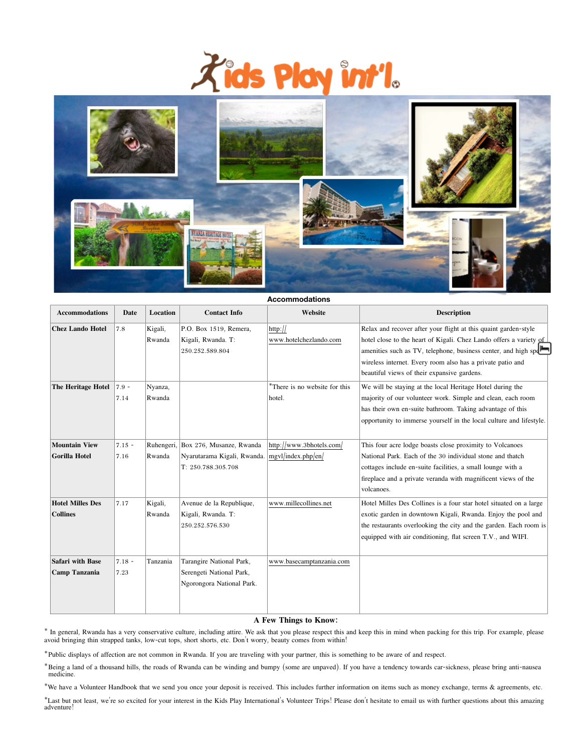Kids Play int'l

## Accommodations

| Accommodations | Date | Location | Contact Info | Website | Description |
|---|---|---|---|---|---|
| **Chez Lando Hotel** | 7.8 | Kigali, Rwanda | P.O. Box 1519, Remera, Kigali, Rwanda. T: 250.252.589.804 | http://www.hotelchezlando.com | Relax and recover after your flight at this quaint garden-style hotel close to the heart of Kigali. Chez Lando offers a variety of amenities such as TV, telephone, business center, and high speed wireless internet. Every room also has a private patio and beautiful views of their expansive gardens. |
| **The Heritage Hotel** | 7.9 - 7.14 | Nyanza, Rwanda | | *There is no website for this hotel. | We will be staying at the local Heritage Hotel during the majority of our volunteer work. Simple and clean, each room has their own en-suite bathroom. Taking advantage of this opportunity to immerse yourself in the local culture and lifestyle. |
| **Mountain View Gorilla Hotel** | 7.15 - 7.16 | Ruhengeri, Rwanda | Box 276, Musanze, Rwanda Nyarutarama Kigali, Rwanda. T: 250.788.305.708 | http://www.3bhotels.com/mgvl/index.php/en/ | This four acre lodge boasts close proximity to Volcanoes National Park. Each of the 30 individual stone and thatch cottages include en-suite facilities, a small lounge with a fireplace and a private veranda with magnificent views of the volcanoes. |
| **Hotel Milles Des Collines** | 7.17 | Kigali, Rwanda | Avenue de la Republique, Kigali, Rwanda. T: 250.252.576.530 | www.millecollines.net | Hotel Milles Des Collines is a four star hotel situated on a large exotic garden in downtown Kigali, Rwanda. Enjoy the pool and the restaurants overlooking the city and the garden. Each room is equipped with air conditioning, flat screen T.V., and WIFI. |
| **Safari with Base Camp Tanzania** | 7.18 - 7.23 | Tanzania | Tarangire National Park, Serengeti National Park, Ngorongora National Park. | www.basecamptanzania.com | |

### A Few Things to Know:

* In general, Rwanda has a very conservative culture, including attire. We ask that you please respect this and keep this in mind when packing for this trip. For example, please avoid bringing thin strapped tanks, low-cut tops, short shorts, etc. Don't worry, beauty comes from within!

*Public displays of affection are not common in Rwanda. If you are traveling with your partner, this is something to be aware of and respect.

*Being a land of a thousand hills, the roads of Rwanda can be winding and bumpy (some are unpaved). If you have a tendency towards car-sickness, please bring anti-nausea medicine.

*We have a Volunteer Handbook that we send you once your deposit is received. This includes further information on items such as money exchange, terms & agreements, etc.

*Last but not least, we're so excited for your interest in the Kids Play International's Volunteer Trips! Please don't hesitate to email us with further questions about this amazing adventure!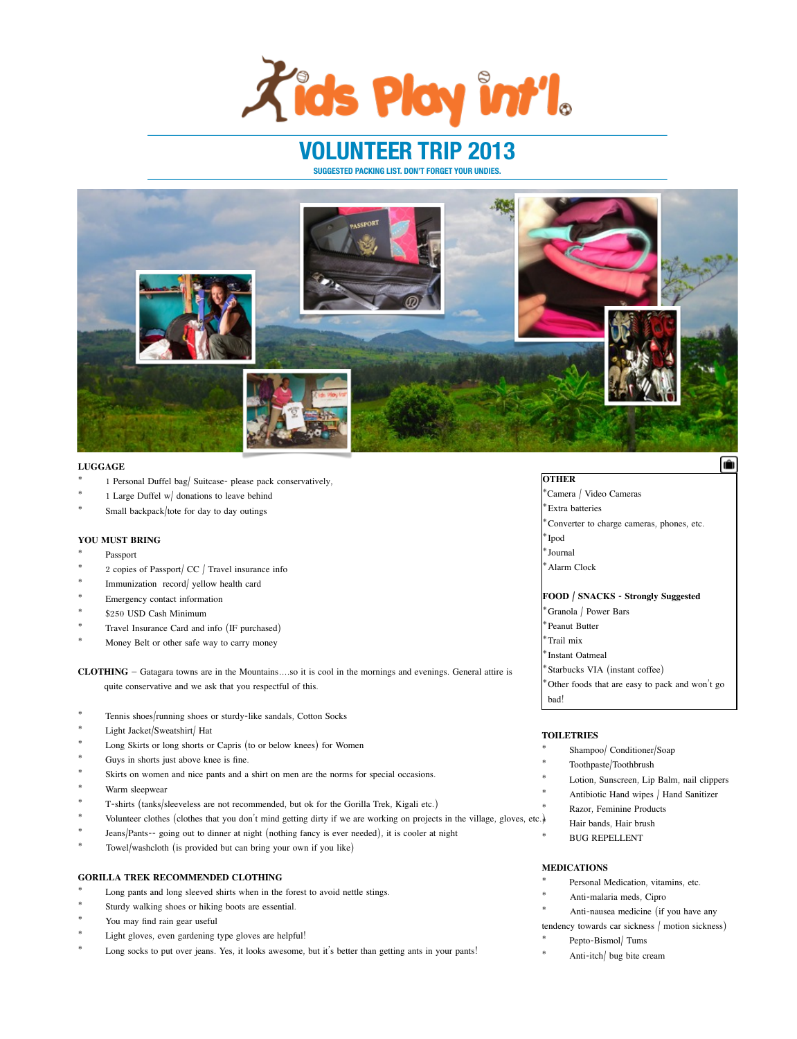# Kids Play Int'l.

## VOLUNTEER TRIP 2013

SUGGESTED PACKING LIST. DON'T FORGET YOUR UNDIES.

**LUGGAGE**

- 1 Personal Duffel bag/ Suitcase- please pack conservatively,
- 1 Large Duffel w/ donations to leave behind
- Small backpack/tote for day to day outings

**YOU MUST BRING**

- Passport
- 2 copies of Passport/ CC / Travel insurance info
- Immunization record/ yellow health card
- Emergency contact information
- $250 USD Cash Minimum
- Travel Insurance Card and info (IF purchased)
- Money Belt or other safe way to carry money

**CLOTHING** – Gatagara towns are in the Mountains....so it is cool in the mornings and evenings. General attire is quite conservative and we ask that you respectful of this.

- Tennis shoes/running shoes or sturdy-like sandals, Cotton Socks
- Light Jacket/Sweatshirt/ Hat
- Long Skirts or long shorts or Capris (to or below knees) for Women
- Guys in shorts just above knee is fine.
- Skirts on women and nice pants and a shirt on men are the norms for special occasions.
- Warm sleepwear
- T-shirts (tanks/sleeveless are not recommended, but ok for the Gorilla Trek, Kigali etc.)
- Volunteer clothes (clothes that you don't mind getting dirty if we are working on projects in the village, gloves, etc.)
- Jeans/Pants-- going out to dinner at night (nothing fancy is ever needed), it is cooler at night
- Towel/washcloth (is provided but can bring your own if you like)

**GORILLA TREK RECOMMENDED CLOTHING**

- Long pants and long sleeved shirts when in the forest to avoid nettle stings.
- Sturdy walking shoes or hiking boots are essential.
- You may find rain gear useful
- Light gloves, even gardening type gloves are helpful!
- Long socks to put over jeans. Yes, it looks awesome, but it's better than getting ants in your pants!

**OTHER**

- Camera / Video Cameras
- Extra batteries
- Converter to charge cameras, phones, etc.
- Ipod
- Journal
- Alarm Clock

**FOOD / SNACKS - Strongly Suggested**

- Granola / Power Bars
- Peanut Butter
- Trail mix
- Instant Oatmeal
- Starbucks VIA (instant coffee)
- Other foods that are easy to pack and won't go bad!

**TOILETRIES**

- Shampoo/ Conditioner/Soap
- Toothpaste/Toothbrush
- Lotion, Sunscreen, Lip Balm, nail clippers
- Antibiotic Hand wipes / Hand Sanitizer
- Razor, Feminine Products
- Hair bands, Hair brush
- BUG REPELLENT

**MEDICATIONS**

- Personal Medication, vitamins, etc.
- Anti-malaria meds, Cipro
- Anti-nausea medicine (if you have any tendency towards car sickness / motion sickness)
- Pepto-Bismol/ Tums
- Anti-itch/ bug bite cream